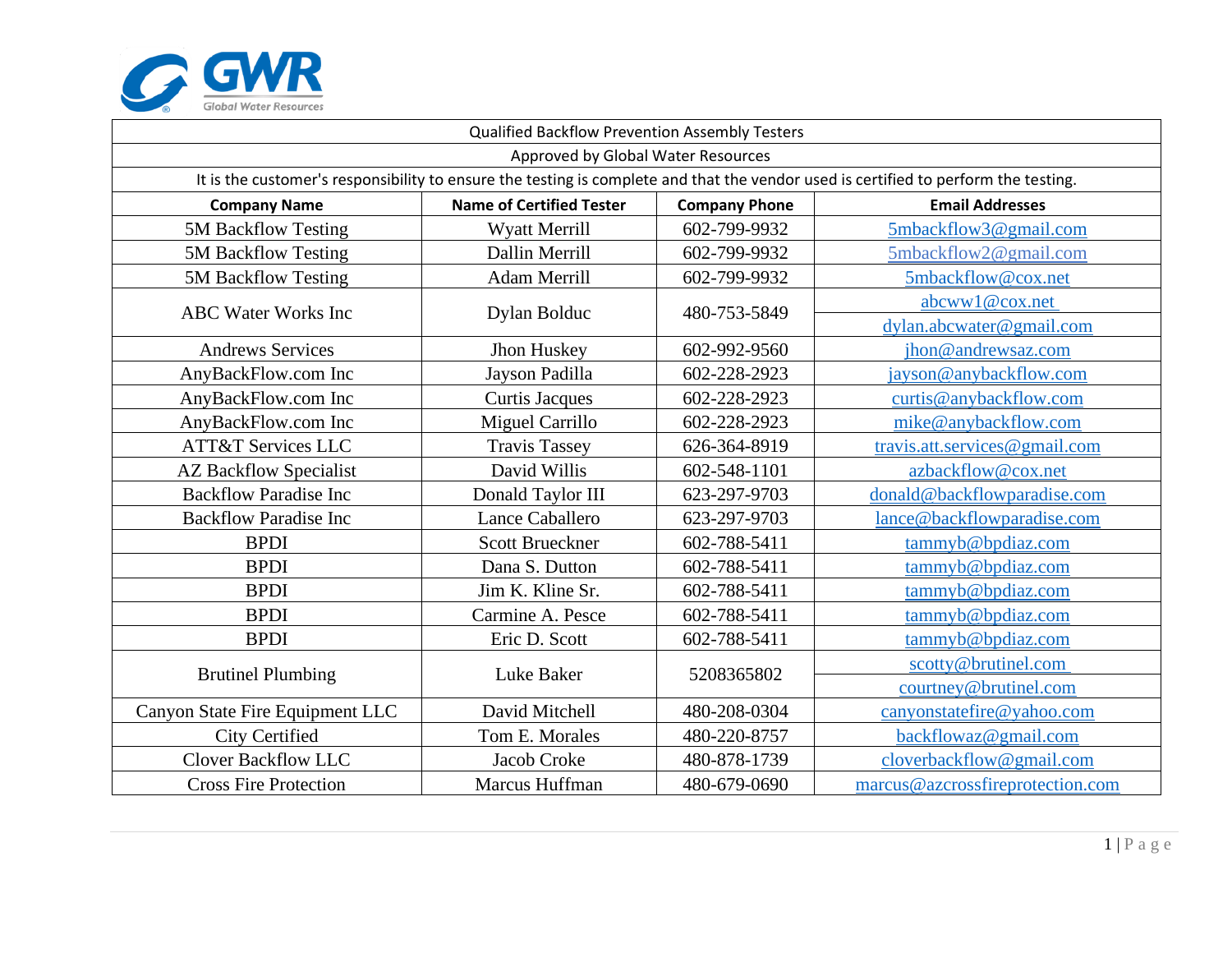GWR
Global Water Resources

| Qualified Backflow Prevention Assembly Testers | | | |
|---|---|---|---|
| Approved by Global Water Resources | | | |
| It is the customer's responsibility to ensure the testing is complete and that the vendor used is certified to perform the testing. | | | |
| **Company Name** | **Name of Certified Tester** | **Company Phone** | **Email Addresses** |
| 5M Backflow Testing | Wyatt Merrill | 602-799-9932 | 5mbackflow3@gmail.com |
| 5M Backflow Testing | Dallin Merrill | 602-799-9932 | 5mbackflow2@gmail.com |
| 5M Backflow Testing | Adam Merrill | 602-799-9932 | 5mbackflow@cox.net |
| ABC Water Works Inc | Dylan Bolduc | 480-753-5849 | abcww1@cox.net<br>dylan.abcwater@gmail.com |
| Andrews Services | Jhon Huskey | 602-992-9560 | jhon@andrewsaz.com |
| AnyBackFlow.com Inc | Jayson Padilla | 602-228-2923 | jayson@anybackflow.com |
| AnyBackFlow.com Inc | Curtis Jacques | 602-228-2923 | curtis@anybackflow.com |
| AnyBackFlow.com Inc | Miguel Carrillo | 602-228-2923 | mike@anybackflow.com |
| ATT&T Services LLC | Travis Tassey | 626-364-8919 | travis.att.services@gmail.com |
| AZ Backflow Specialist | David Willis | 602-548-1101 | azbackflow@cox.net |
| Backflow Paradise Inc | Donald Taylor III | 623-297-9703 | donald@backflowparadise.com |
| Backflow Paradise Inc | Lance Caballero | 623-297-9703 | lance@backflowparadise.com |
| BPDI | Scott Brueckner | 602-788-5411 | tammyb@bpdiaz.com |
| BPDI | Dana S. Dutton | 602-788-5411 | tammyb@bpdiaz.com |
| BPDI | Jim K. Kline Sr. | 602-788-5411 | tammyb@bpdiaz.com |
| BPDI | Carmine A. Pesce | 602-788-5411 | tammyb@bpdiaz.com |
| BPDI | Eric D. Scott | 602-788-5411 | tammyb@bpdiaz.com |
| Brutinel Plumbing | Luke Baker | 5208365802 | scotty@brutinel.com<br>courtney@brutinel.com |
| Canyon State Fire Equipment LLC | David Mitchell | 480-208-0304 | canyonstatefire@yahoo.com |
| City Certified | Tom E. Morales | 480-220-8757 | backflowaz@gmail.com |
| Clover Backflow LLC | Jacob Croke | 480-878-1739 | cloverbackflow@gmail.com |
| Cross Fire Protection | Marcus Huffman | 480-679-0690 | marcus@azcrossfireprotection.com |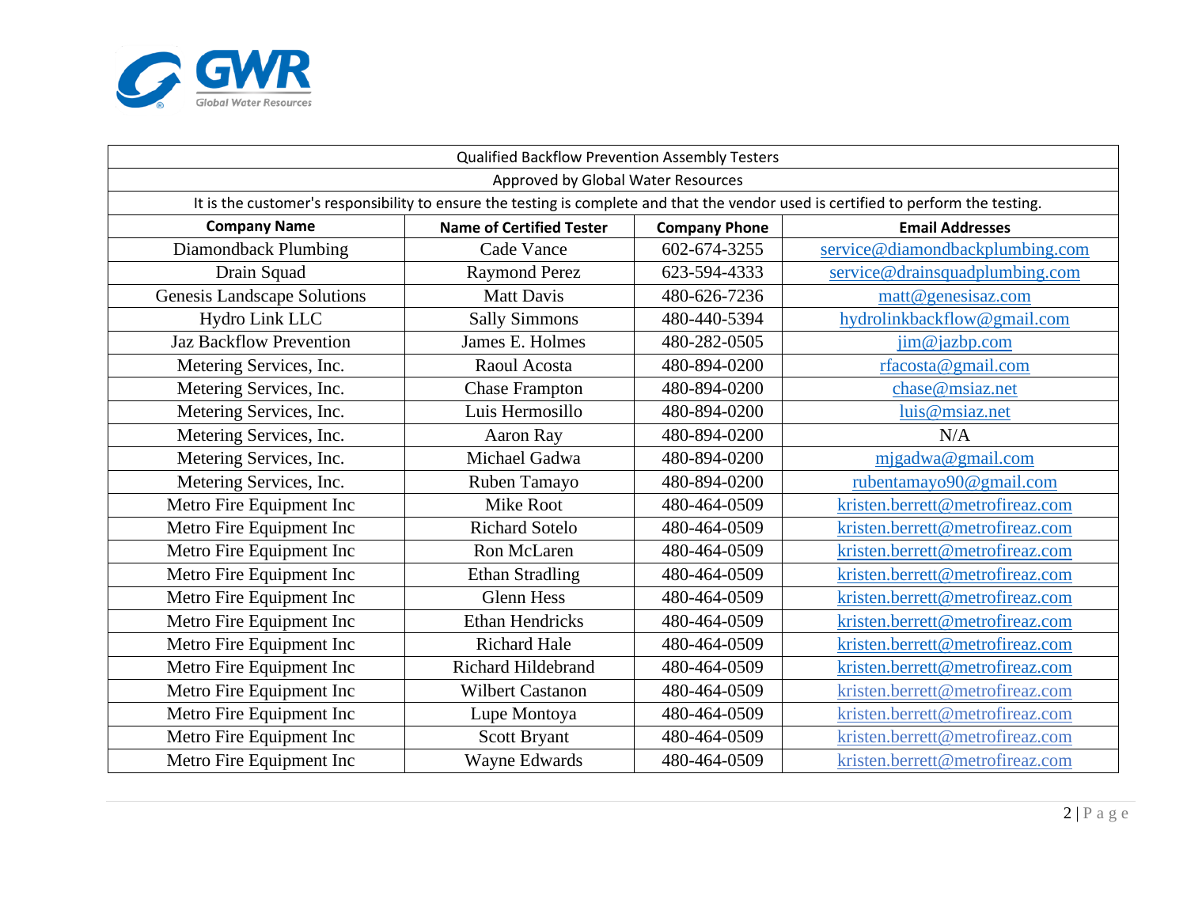| Qualified Backflow Prevention Assembly Testers | | | |
|---|---|---|---|
| Approved by Global Water Resources | | | |
| It is the customer's responsibility to ensure the testing is complete and that the vendor used is certified to perform the testing. | | | |
| **Company Name** | **Name of Certified Tester** | **Company Phone** | **Email Addresses** |
| Diamondback Plumbing | Cade Vance | 602-674-3255 | service@diamondbackplumbing.com |
| Drain Squad | Raymond Perez | 623-594-4333 | service@drainsquadplumbing.com |
| Genesis Landscape Solutions | Matt Davis | 480-626-7236 | matt@genesisaz.com |
| Hydro Link LLC | Sally Simmons | 480-440-5394 | hydrolinkbackflow@gmail.com |
| Jaz Backflow Prevention | James E. Holmes | 480-282-0505 | jim@jazbp.com |
| Metering Services, Inc. | Raoul Acosta | 480-894-0200 | rfacosta@gmail.com |
| Metering Services, Inc. | Chase Frampton | 480-894-0200 | chase@msiaz.net |
| Metering Services, Inc. | Luis Hermosillo | 480-894-0200 | luis@msiaz.net |
| Metering Services, Inc. | Aaron Ray | 480-894-0200 | N/A |
| Metering Services, Inc. | Michael Gadwa | 480-894-0200 | mjgadwa@gmail.com |
| Metering Services, Inc. | Ruben Tamayo | 480-894-0200 | rubentamayo90@gmail.com |
| Metro Fire Equipment Inc | Mike Root | 480-464-0509 | kristen.berrett@metrofireaz.com |
| Metro Fire Equipment Inc | Richard Sotelo | 480-464-0509 | kristen.berrett@metrofireaz.com |
| Metro Fire Equipment Inc | Ron McLaren | 480-464-0509 | kristen.berrett@metrofireaz.com |
| Metro Fire Equipment Inc | Ethan Stradling | 480-464-0509 | kristen.berrett@metrofireaz.com |
| Metro Fire Equipment Inc | Glenn Hess | 480-464-0509 | kristen.berrett@metrofireaz.com |
| Metro Fire Equipment Inc | Ethan Hendricks | 480-464-0509 | kristen.berrett@metrofireaz.com |
| Metro Fire Equipment Inc | Richard Hale | 480-464-0509 | kristen.berrett@metrofireaz.com |
| Metro Fire Equipment Inc | Richard Hildebrand | 480-464-0509 | kristen.berrett@metrofireaz.com |
| Metro Fire Equipment Inc | Wilbert Castanon | 480-464-0509 | kristen.berrett@metrofireaz.com |
| Metro Fire Equipment Inc | Lupe Montoya | 480-464-0509 | kristen.berrett@metrofireaz.com |
| Metro Fire Equipment Inc | Scott Bryant | 480-464-0509 | kristen.berrett@metrofireaz.com |
| Metro Fire Equipment Inc | Wayne Edwards | 480-464-0509 | kristen.berrett@metrofireaz.com |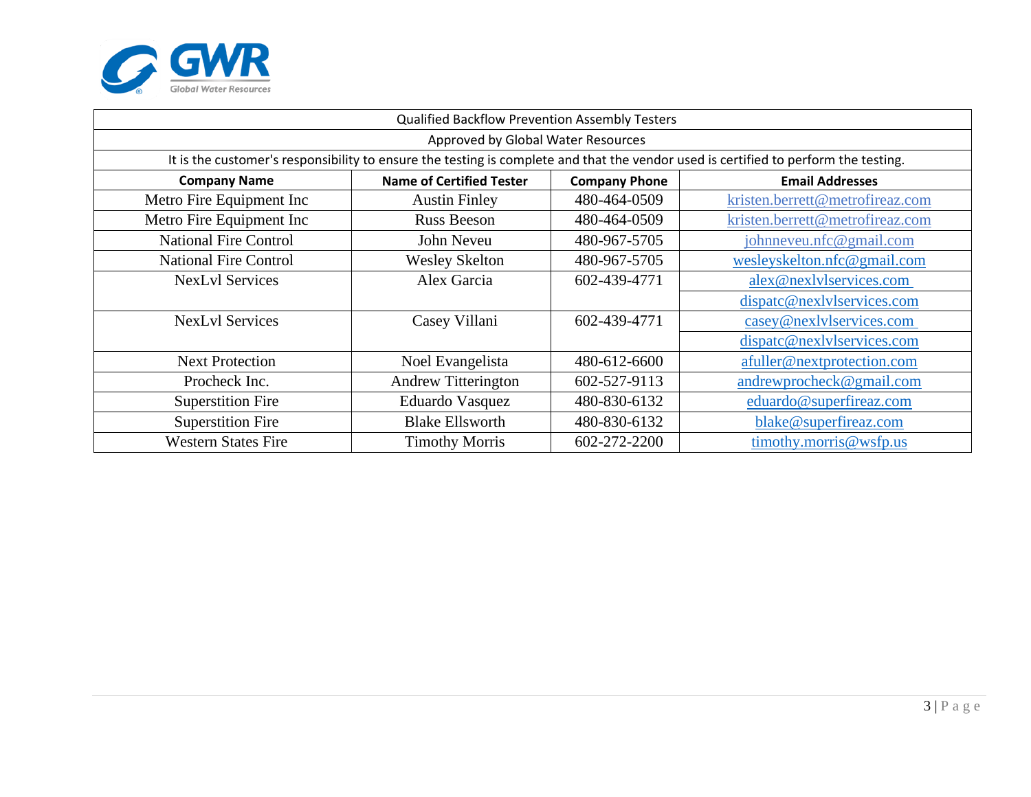| Qualified Backflow Prevention Assembly Testers | | | |
|---|---|---|---|
| Approved by Global Water Resources | | | |
| It is the customer's responsibility to ensure the testing is complete and that the vendor used is certified to perform the testing. | | | |
| **Company Name** | **Name of Certified Tester** | **Company Phone** | **Email Addresses** |
| Metro Fire Equipment Inc | Austin Finley | 480-464-0509 | kristen.berrett@metrofireaz.com |
| Metro Fire Equipment Inc | Russ Beeson | 480-464-0509 | kristen.berrett@metrofireaz.com |
| National Fire Control | John Neveu | 480-967-5705 | johnneveu.nfc@gmail.com |
| National Fire Control | Wesley Skelton | 480-967-5705 | wesleyskelton.nfc@gmail.com |
| NexLvl Services | Alex Garcia | 602-439-4771 | alex@nexlvlservices.com |
| | | | dispatc@nexlvlservices.com |
| NexLvl Services | Casey Villani | 602-439-4771 | casey@nexlvlservices.com |
| | | | dispatc@nexlvlservices.com |
| Next Protection | Noel Evangelista | 480-612-6600 | afuller@nextprotection.com |
| Procheck Inc. | Andrew Titterington | 602-527-9113 | andrewprocheck@gmail.com |
| Superstition Fire | Eduardo Vasquez | 480-830-6132 | eduardo@superfireaz.com |
| Superstition Fire | Blake Ellsworth | 480-830-6132 | blake@superfireaz.com |
| Western States Fire | Timothy Morris | 602-272-2200 | timothy.morris@wsfp.us |